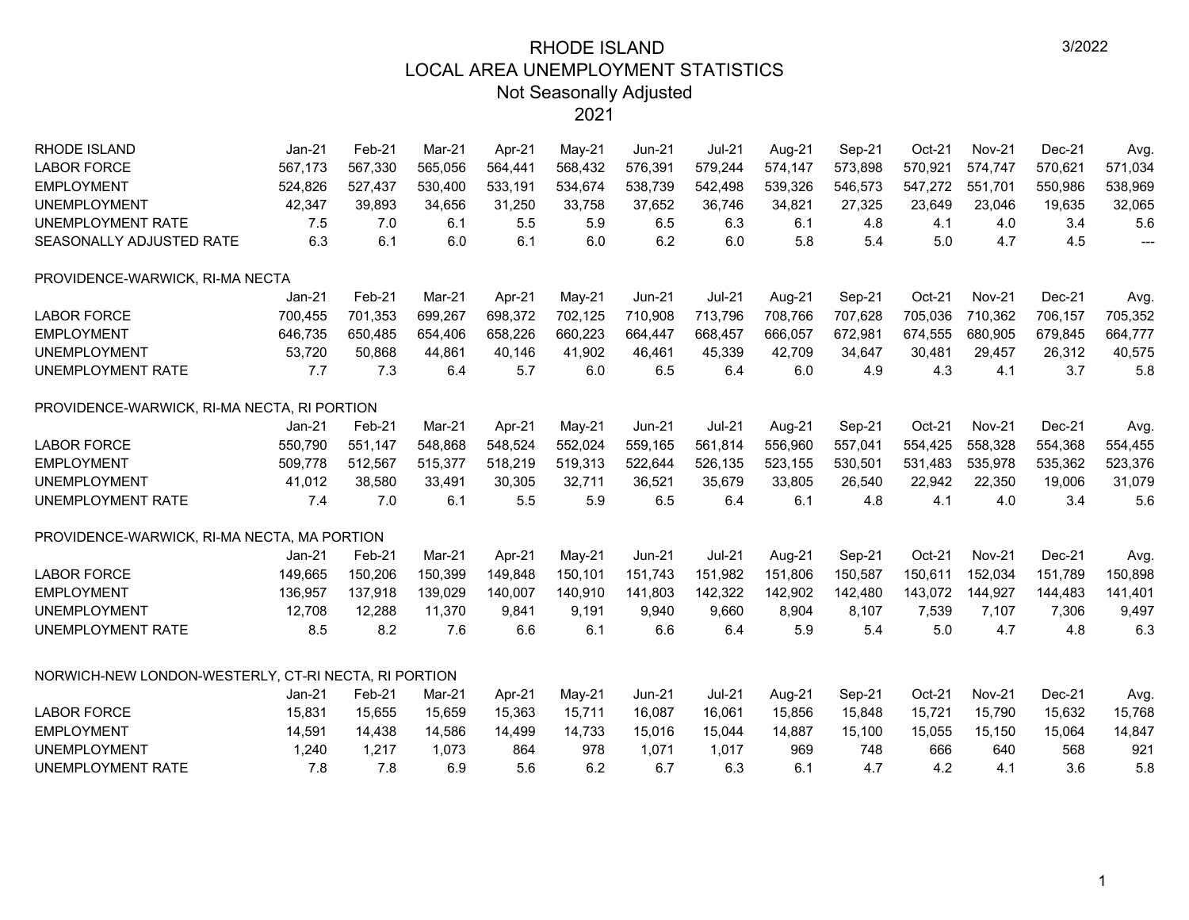# RHODE ISLAND
## LOCAL AREA UNEMPLOYMENT STATISTICS
### Not Seasonally Adjusted
### 2021

3/2022

| RHODE ISLAND | Jan-21 | Feb-21 | Mar-21 | Apr-21 | May-21 | Jun-21 | Jul-21 | Aug-21 | Sep-21 | Oct-21 | Nov-21 | Dec-21 | Avg. |
|---|---|---|---|---|---|---|---|---|---|---|---|---|---|
| LABOR FORCE | 567,173 | 567,330 | 565,056 | 564,441 | 568,432 | 576,391 | 579,244 | 574,147 | 573,898 | 570,921 | 574,747 | 570,621 | 571,034 |
| EMPLOYMENT | 524,826 | 527,437 | 530,400 | 533,191 | 534,674 | 538,739 | 542,498 | 539,326 | 546,573 | 547,272 | 551,701 | 550,986 | 538,969 |
| UNEMPLOYMENT | 42,347 | 39,893 | 34,656 | 31,250 | 33,758 | 37,652 | 36,746 | 34,821 | 27,325 | 23,649 | 23,046 | 19,635 | 32,065 |
| UNEMPLOYMENT RATE | 7.5 | 7.0 | 6.1 | 5.5 | 5.9 | 6.5 | 6.3 | 6.1 | 4.8 | 4.1 | 4.0 | 3.4 | 5.6 |
| SEASONALLY ADJUSTED RATE | 6.3 | 6.1 | 6.0 | 6.1 | 6.0 | 6.2 | 6.0 | 5.8 | 5.4 | 5.0 | 4.7 | 4.5 | --- |

PROVIDENCE-WARWICK, RI-MA NECTA

| | Jan-21 | Feb-21 | Mar-21 | Apr-21 | May-21 | Jun-21 | Jul-21 | Aug-21 | Sep-21 | Oct-21 | Nov-21 | Dec-21 | Avg. |
|---|---|---|---|---|---|---|---|---|---|---|---|---|---|
| LABOR FORCE | 700,455 | 701,353 | 699,267 | 698,372 | 702,125 | 710,908 | 713,796 | 708,766 | 707,628 | 705,036 | 710,362 | 706,157 | 705,352 |
| EMPLOYMENT | 646,735 | 650,485 | 654,406 | 658,226 | 660,223 | 664,447 | 668,457 | 666,057 | 672,981 | 674,555 | 680,905 | 679,845 | 664,777 |
| UNEMPLOYMENT | 53,720 | 50,868 | 44,861 | 40,146 | 41,902 | 46,461 | 45,339 | 42,709 | 34,647 | 30,481 | 29,457 | 26,312 | 40,575 |
| UNEMPLOYMENT RATE | 7.7 | 7.3 | 6.4 | 5.7 | 6.0 | 6.5 | 6.4 | 6.0 | 4.9 | 4.3 | 4.1 | 3.7 | 5.8 |

PROVIDENCE-WARWICK, RI-MA NECTA, RI PORTION

| | Jan-21 | Feb-21 | Mar-21 | Apr-21 | May-21 | Jun-21 | Jul-21 | Aug-21 | Sep-21 | Oct-21 | Nov-21 | Dec-21 | Avg. |
|---|---|---|---|---|---|---|---|---|---|---|---|---|---|
| LABOR FORCE | 550,790 | 551,147 | 548,868 | 548,524 | 552,024 | 559,165 | 561,814 | 556,960 | 557,041 | 554,425 | 558,328 | 554,368 | 554,455 |
| EMPLOYMENT | 509,778 | 512,567 | 515,377 | 518,219 | 519,313 | 522,644 | 526,135 | 523,155 | 530,501 | 531,483 | 535,978 | 535,362 | 523,376 |
| UNEMPLOYMENT | 41,012 | 38,580 | 33,491 | 30,305 | 32,711 | 36,521 | 35,679 | 33,805 | 26,540 | 22,942 | 22,350 | 19,006 | 31,079 |
| UNEMPLOYMENT RATE | 7.4 | 7.0 | 6.1 | 5.5 | 5.9 | 6.5 | 6.4 | 6.1 | 4.8 | 4.1 | 4.0 | 3.4 | 5.6 |

PROVIDENCE-WARWICK, RI-MA NECTA, MA PORTION

| | Jan-21 | Feb-21 | Mar-21 | Apr-21 | May-21 | Jun-21 | Jul-21 | Aug-21 | Sep-21 | Oct-21 | Nov-21 | Dec-21 | Avg. |
|---|---|---|---|---|---|---|---|---|---|---|---|---|---|
| LABOR FORCE | 149,665 | 150,206 | 150,399 | 149,848 | 150,101 | 151,743 | 151,982 | 151,806 | 150,587 | 150,611 | 152,034 | 151,789 | 150,898 |
| EMPLOYMENT | 136,957 | 137,918 | 139,029 | 140,007 | 140,910 | 141,803 | 142,322 | 142,902 | 142,480 | 143,072 | 144,927 | 144,483 | 141,401 |
| UNEMPLOYMENT | 12,708 | 12,288 | 11,370 | 9,841 | 9,191 | 9,940 | 9,660 | 8,904 | 8,107 | 7,539 | 7,107 | 7,306 | 9,497 |
| UNEMPLOYMENT RATE | 8.5 | 8.2 | 7.6 | 6.6 | 6.1 | 6.6 | 6.4 | 5.9 | 5.4 | 5.0 | 4.7 | 4.8 | 6.3 |

NORWICH-NEW LONDON-WESTERLY, CT-RI NECTA, RI PORTION

| | Jan-21 | Feb-21 | Mar-21 | Apr-21 | May-21 | Jun-21 | Jul-21 | Aug-21 | Sep-21 | Oct-21 | Nov-21 | Dec-21 | Avg. |
|---|---|---|---|---|---|---|---|---|---|---|---|---|---|
| LABOR FORCE | 15,831 | 15,655 | 15,659 | 15,363 | 15,711 | 16,087 | 16,061 | 15,856 | 15,848 | 15,721 | 15,790 | 15,632 | 15,768 |
| EMPLOYMENT | 14,591 | 14,438 | 14,586 | 14,499 | 14,733 | 15,016 | 15,044 | 14,887 | 15,100 | 15,055 | 15,150 | 15,064 | 14,847 |
| UNEMPLOYMENT | 1,240 | 1,217 | 1,073 | 864 | 978 | 1,071 | 1,017 | 969 | 748 | 666 | 640 | 568 | 921 |
| UNEMPLOYMENT RATE | 7.8 | 7.8 | 6.9 | 5.6 | 6.2 | 6.7 | 6.3 | 6.1 | 4.7 | 4.2 | 4.1 | 3.6 | 5.8 |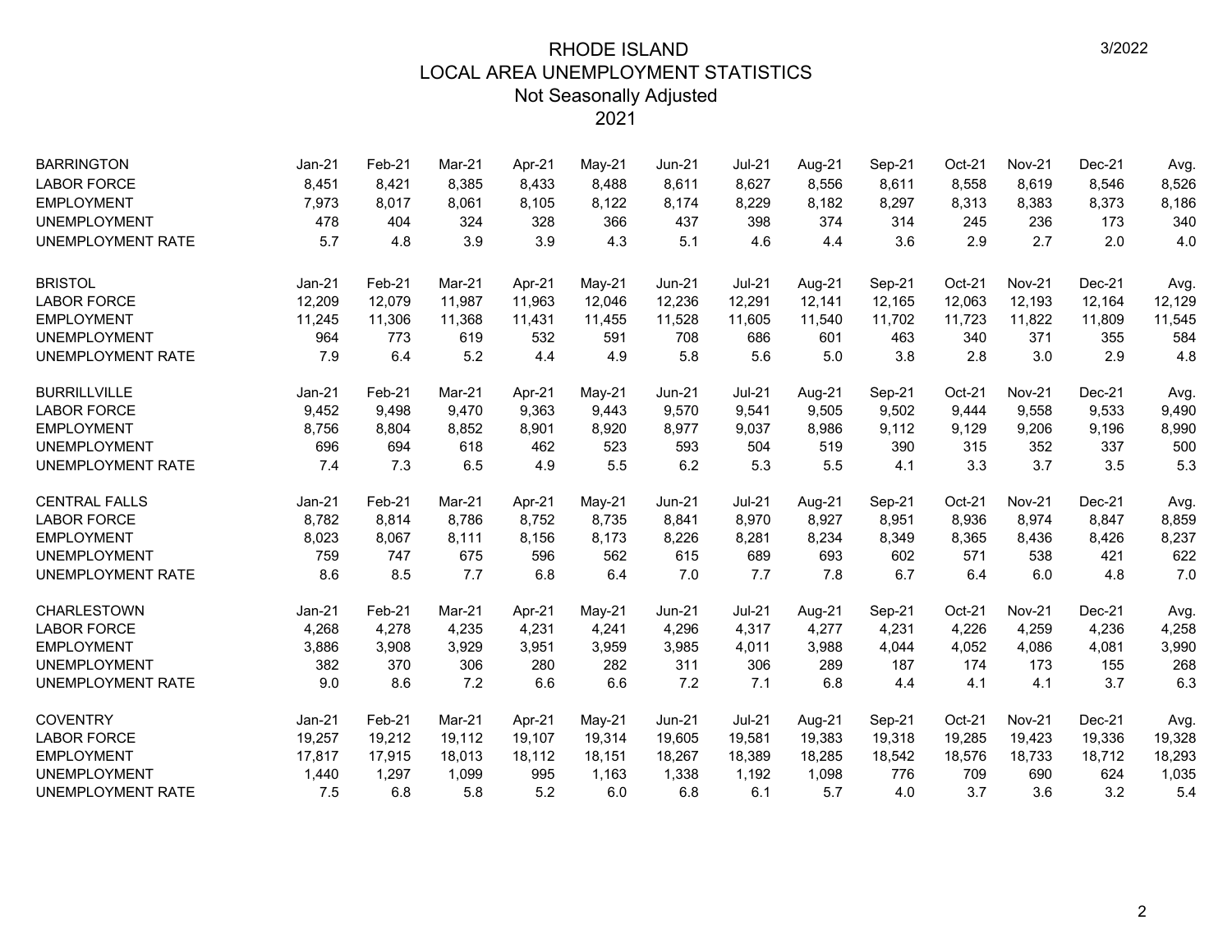# RHODE ISLAND
## LOCAL AREA UNEMPLOYMENT STATISTICS
### Not Seasonally Adjusted
### 2021

3/2022

| BARRINGTON | Jan-21 | Feb-21 | Mar-21 | Apr-21 | May-21 | Jun-21 | Jul-21 | Aug-21 | Sep-21 | Oct-21 | Nov-21 | Dec-21 | Avg. |
|---|---|---|---|---|---|---|---|---|---|---|---|---|---|
| LABOR FORCE | 8,451 | 8,421 | 8,385 | 8,433 | 8,488 | 8,611 | 8,627 | 8,556 | 8,611 | 8,558 | 8,619 | 8,546 | 8,526 |
| EMPLOYMENT | 7,973 | 8,017 | 8,061 | 8,105 | 8,122 | 8,174 | 8,229 | 8,182 | 8,297 | 8,313 | 8,383 | 8,373 | 8,186 |
| UNEMPLOYMENT | 478 | 404 | 324 | 328 | 366 | 437 | 398 | 374 | 314 | 245 | 236 | 173 | 340 |
| UNEMPLOYMENT RATE | 5.7 | 4.8 | 3.9 | 3.9 | 4.3 | 5.1 | 4.6 | 4.4 | 3.6 | 2.9 | 2.7 | 2.0 | 4.0 |

| BRISTOL | Jan-21 | Feb-21 | Mar-21 | Apr-21 | May-21 | Jun-21 | Jul-21 | Aug-21 | Sep-21 | Oct-21 | Nov-21 | Dec-21 | Avg. |
|---|---|---|---|---|---|---|---|---|---|---|---|---|---|
| LABOR FORCE | 12,209 | 12,079 | 11,987 | 11,963 | 12,046 | 12,236 | 12,291 | 12,141 | 12,165 | 12,063 | 12,193 | 12,164 | 12,129 |
| EMPLOYMENT | 11,245 | 11,306 | 11,368 | 11,431 | 11,455 | 11,528 | 11,605 | 11,540 | 11,702 | 11,723 | 11,822 | 11,809 | 11,545 |
| UNEMPLOYMENT | 964 | 773 | 619 | 532 | 591 | 708 | 686 | 601 | 463 | 340 | 371 | 355 | 584 |
| UNEMPLOYMENT RATE | 7.9 | 6.4 | 5.2 | 4.4 | 4.9 | 5.8 | 5.6 | 5.0 | 3.8 | 2.8 | 3.0 | 2.9 | 4.8 |

| BURRILLVILLE | Jan-21 | Feb-21 | Mar-21 | Apr-21 | May-21 | Jun-21 | Jul-21 | Aug-21 | Sep-21 | Oct-21 | Nov-21 | Dec-21 | Avg. |
|---|---|---|---|---|---|---|---|---|---|---|---|---|---|
| LABOR FORCE | 9,452 | 9,498 | 9,470 | 9,363 | 9,443 | 9,570 | 9,541 | 9,505 | 9,502 | 9,444 | 9,558 | 9,533 | 9,490 |
| EMPLOYMENT | 8,756 | 8,804 | 8,852 | 8,901 | 8,920 | 8,977 | 9,037 | 8,986 | 9,112 | 9,129 | 9,206 | 9,196 | 8,990 |
| UNEMPLOYMENT | 696 | 694 | 618 | 462 | 523 | 593 | 504 | 519 | 390 | 315 | 352 | 337 | 500 |
| UNEMPLOYMENT RATE | 7.4 | 7.3 | 6.5 | 4.9 | 5.5 | 6.2 | 5.3 | 5.5 | 4.1 | 3.3 | 3.7 | 3.5 | 5.3 |

| CENTRAL FALLS | Jan-21 | Feb-21 | Mar-21 | Apr-21 | May-21 | Jun-21 | Jul-21 | Aug-21 | Sep-21 | Oct-21 | Nov-21 | Dec-21 | Avg. |
|---|---|---|---|---|---|---|---|---|---|---|---|---|---|
| LABOR FORCE | 8,782 | 8,814 | 8,786 | 8,752 | 8,735 | 8,841 | 8,970 | 8,927 | 8,951 | 8,936 | 8,974 | 8,847 | 8,859 |
| EMPLOYMENT | 8,023 | 8,067 | 8,111 | 8,156 | 8,173 | 8,226 | 8,281 | 8,234 | 8,349 | 8,365 | 8,436 | 8,426 | 8,237 |
| UNEMPLOYMENT | 759 | 747 | 675 | 596 | 562 | 615 | 689 | 693 | 602 | 571 | 538 | 421 | 622 |
| UNEMPLOYMENT RATE | 8.6 | 8.5 | 7.7 | 6.8 | 6.4 | 7.0 | 7.7 | 7.8 | 6.7 | 6.4 | 6.0 | 4.8 | 7.0 |

| CHARLESTOWN | Jan-21 | Feb-21 | Mar-21 | Apr-21 | May-21 | Jun-21 | Jul-21 | Aug-21 | Sep-21 | Oct-21 | Nov-21 | Dec-21 | Avg. |
|---|---|---|---|---|---|---|---|---|---|---|---|---|---|
| LABOR FORCE | 4,268 | 4,278 | 4,235 | 4,231 | 4,241 | 4,296 | 4,317 | 4,277 | 4,231 | 4,226 | 4,259 | 4,236 | 4,258 |
| EMPLOYMENT | 3,886 | 3,908 | 3,929 | 3,951 | 3,959 | 3,985 | 4,011 | 3,988 | 4,044 | 4,052 | 4,086 | 4,081 | 3,990 |
| UNEMPLOYMENT | 382 | 370 | 306 | 280 | 282 | 311 | 306 | 289 | 187 | 174 | 173 | 155 | 268 |
| UNEMPLOYMENT RATE | 9.0 | 8.6 | 7.2 | 6.6 | 6.6 | 7.2 | 7.1 | 6.8 | 4.4 | 4.1 | 4.1 | 3.7 | 6.3 |

| COVENTRY | Jan-21 | Feb-21 | Mar-21 | Apr-21 | May-21 | Jun-21 | Jul-21 | Aug-21 | Sep-21 | Oct-21 | Nov-21 | Dec-21 | Avg. |
|---|---|---|---|---|---|---|---|---|---|---|---|---|---|
| LABOR FORCE | 19,257 | 19,212 | 19,112 | 19,107 | 19,314 | 19,605 | 19,581 | 19,383 | 19,318 | 19,285 | 19,423 | 19,336 | 19,328 |
| EMPLOYMENT | 17,817 | 17,915 | 18,013 | 18,112 | 18,151 | 18,267 | 18,389 | 18,285 | 18,542 | 18,576 | 18,733 | 18,712 | 18,293 |
| UNEMPLOYMENT | 1,440 | 1,297 | 1,099 | 995 | 1,163 | 1,338 | 1,192 | 1,098 | 776 | 709 | 690 | 624 | 1,035 |
| UNEMPLOYMENT RATE | 7.5 | 6.8 | 5.8 | 5.2 | 6.0 | 6.8 | 6.1 | 5.7 | 4.0 | 3.7 | 3.6 | 3.2 | 5.4 |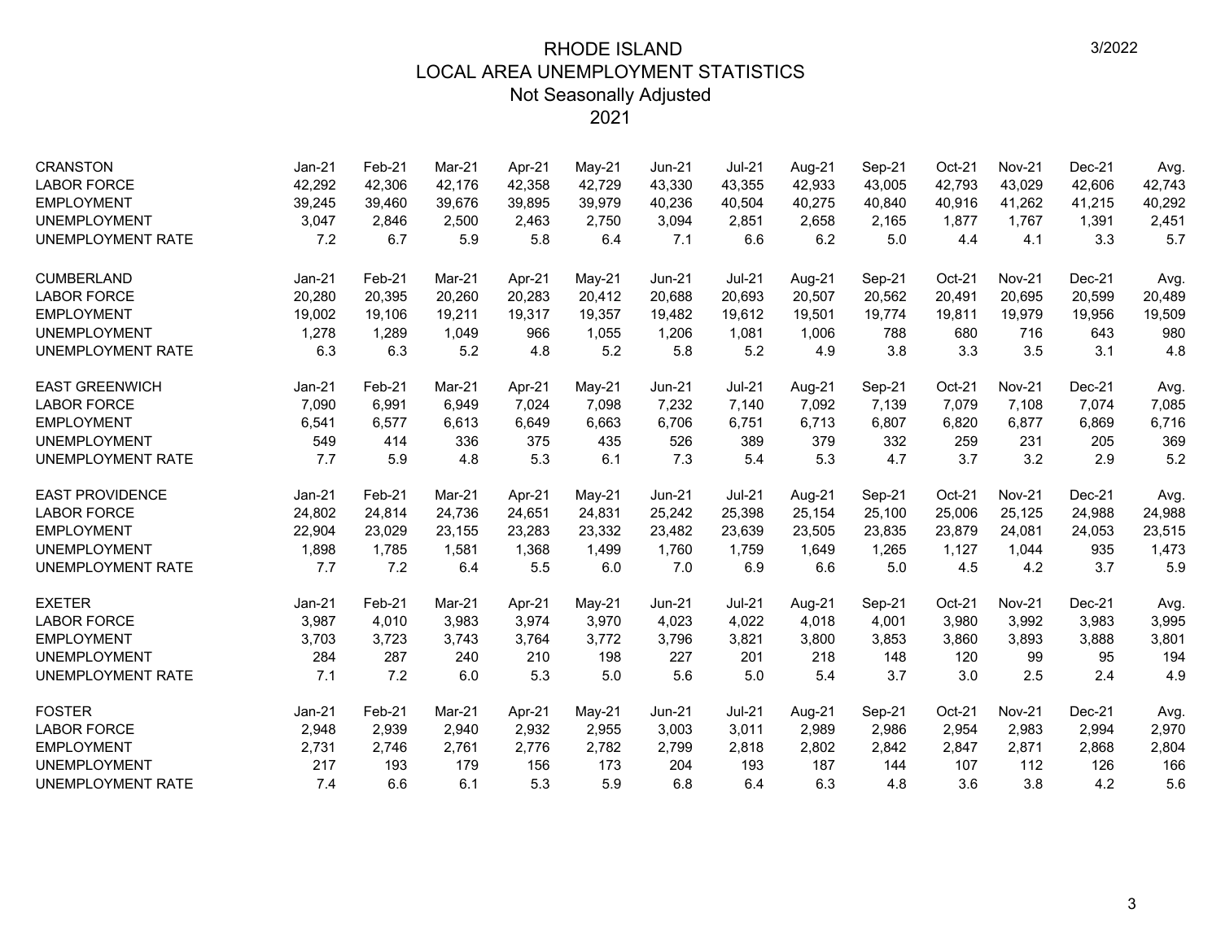# RHODE ISLAND
## LOCAL AREA UNEMPLOYMENT STATISTICS
### Not Seasonally Adjusted
### 2021

3/2022

| CRANSTON | Jan-21 | Feb-21 | Mar-21 | Apr-21 | May-21 | Jun-21 | Jul-21 | Aug-21 | Sep-21 | Oct-21 | Nov-21 | Dec-21 | Avg. |
|---|---|---|---|---|---|---|---|---|---|---|---|---|---|
| LABOR FORCE | 42,292 | 42,306 | 42,176 | 42,358 | 42,729 | 43,330 | 43,355 | 42,933 | 43,005 | 42,793 | 43,029 | 42,606 | 42,743 |
| EMPLOYMENT | 39,245 | 39,460 | 39,676 | 39,895 | 39,979 | 40,236 | 40,504 | 40,275 | 40,840 | 40,916 | 41,262 | 41,215 | 40,292 |
| UNEMPLOYMENT | 3,047 | 2,846 | 2,500 | 2,463 | 2,750 | 3,094 | 2,851 | 2,658 | 2,165 | 1,877 | 1,767 | 1,391 | 2,451 |
| UNEMPLOYMENT RATE | 7.2 | 6.7 | 5.9 | 5.8 | 6.4 | 7.1 | 6.6 | 6.2 | 5.0 | 4.4 | 4.1 | 3.3 | 5.7 |

| CUMBERLAND | Jan-21 | Feb-21 | Mar-21 | Apr-21 | May-21 | Jun-21 | Jul-21 | Aug-21 | Sep-21 | Oct-21 | Nov-21 | Dec-21 | Avg. |
|---|---|---|---|---|---|---|---|---|---|---|---|---|---|
| LABOR FORCE | 20,280 | 20,395 | 20,260 | 20,283 | 20,412 | 20,688 | 20,693 | 20,507 | 20,562 | 20,491 | 20,695 | 20,599 | 20,489 |
| EMPLOYMENT | 19,002 | 19,106 | 19,211 | 19,317 | 19,357 | 19,482 | 19,612 | 19,501 | 19,774 | 19,811 | 19,979 | 19,956 | 19,509 |
| UNEMPLOYMENT | 1,278 | 1,289 | 1,049 | 966 | 1,055 | 1,206 | 1,081 | 1,006 | 788 | 680 | 716 | 643 | 980 |
| UNEMPLOYMENT RATE | 6.3 | 6.3 | 5.2 | 4.8 | 5.2 | 5.8 | 5.2 | 4.9 | 3.8 | 3.3 | 3.5 | 3.1 | 4.8 |

| EAST GREENWICH | Jan-21 | Feb-21 | Mar-21 | Apr-21 | May-21 | Jun-21 | Jul-21 | Aug-21 | Sep-21 | Oct-21 | Nov-21 | Dec-21 | Avg. |
|---|---|---|---|---|---|---|---|---|---|---|---|---|---|
| LABOR FORCE | 7,090 | 6,991 | 6,949 | 7,024 | 7,098 | 7,232 | 7,140 | 7,092 | 7,139 | 7,079 | 7,108 | 7,074 | 7,085 |
| EMPLOYMENT | 6,541 | 6,577 | 6,613 | 6,649 | 6,663 | 6,706 | 6,751 | 6,713 | 6,807 | 6,820 | 6,877 | 6,869 | 6,716 |
| UNEMPLOYMENT | 549 | 414 | 336 | 375 | 435 | 526 | 389 | 379 | 332 | 259 | 231 | 205 | 369 |
| UNEMPLOYMENT RATE | 7.7 | 5.9 | 4.8 | 5.3 | 6.1 | 7.3 | 5.4 | 5.3 | 4.7 | 3.7 | 3.2 | 2.9 | 5.2 |

| EAST PROVIDENCE | Jan-21 | Feb-21 | Mar-21 | Apr-21 | May-21 | Jun-21 | Jul-21 | Aug-21 | Sep-21 | Oct-21 | Nov-21 | Dec-21 | Avg. |
|---|---|---|---|---|---|---|---|---|---|---|---|---|---|
| LABOR FORCE | 24,802 | 24,814 | 24,736 | 24,651 | 24,831 | 25,242 | 25,398 | 25,154 | 25,100 | 25,006 | 25,125 | 24,988 | 24,988 |
| EMPLOYMENT | 22,904 | 23,029 | 23,155 | 23,283 | 23,332 | 23,482 | 23,639 | 23,505 | 23,835 | 23,879 | 24,081 | 24,053 | 23,515 |
| UNEMPLOYMENT | 1,898 | 1,785 | 1,581 | 1,368 | 1,499 | 1,760 | 1,759 | 1,649 | 1,265 | 1,127 | 1,044 | 935 | 1,473 |
| UNEMPLOYMENT RATE | 7.7 | 7.2 | 6.4 | 5.5 | 6.0 | 7.0 | 6.9 | 6.6 | 5.0 | 4.5 | 4.2 | 3.7 | 5.9 |

| EXETER | Jan-21 | Feb-21 | Mar-21 | Apr-21 | May-21 | Jun-21 | Jul-21 | Aug-21 | Sep-21 | Oct-21 | Nov-21 | Dec-21 | Avg. |
|---|---|---|---|---|---|---|---|---|---|---|---|---|---|
| LABOR FORCE | 3,987 | 4,010 | 3,983 | 3,974 | 3,970 | 4,023 | 4,022 | 4,018 | 4,001 | 3,980 | 3,992 | 3,983 | 3,995 |
| EMPLOYMENT | 3,703 | 3,723 | 3,743 | 3,764 | 3,772 | 3,796 | 3,821 | 3,800 | 3,853 | 3,860 | 3,893 | 3,888 | 3,801 |
| UNEMPLOYMENT | 284 | 287 | 240 | 210 | 198 | 227 | 201 | 218 | 148 | 120 | 99 | 95 | 194 |
| UNEMPLOYMENT RATE | 7.1 | 7.2 | 6.0 | 5.3 | 5.0 | 5.6 | 5.0 | 5.4 | 3.7 | 3.0 | 2.5 | 2.4 | 4.9 |

| FOSTER | Jan-21 | Feb-21 | Mar-21 | Apr-21 | May-21 | Jun-21 | Jul-21 | Aug-21 | Sep-21 | Oct-21 | Nov-21 | Dec-21 | Avg. |
|---|---|---|---|---|---|---|---|---|---|---|---|---|---|
| LABOR FORCE | 2,948 | 2,939 | 2,940 | 2,932 | 2,955 | 3,003 | 3,011 | 2,989 | 2,986 | 2,954 | 2,983 | 2,994 | 2,970 |
| EMPLOYMENT | 2,731 | 2,746 | 2,761 | 2,776 | 2,782 | 2,799 | 2,818 | 2,802 | 2,842 | 2,847 | 2,871 | 2,868 | 2,804 |
| UNEMPLOYMENT | 217 | 193 | 179 | 156 | 173 | 204 | 193 | 187 | 144 | 107 | 112 | 126 | 166 |
| UNEMPLOYMENT RATE | 7.4 | 6.6 | 6.1 | 5.3 | 5.9 | 6.8 | 6.4 | 6.3 | 4.8 | 3.6 | 3.8 | 4.2 | 5.6 |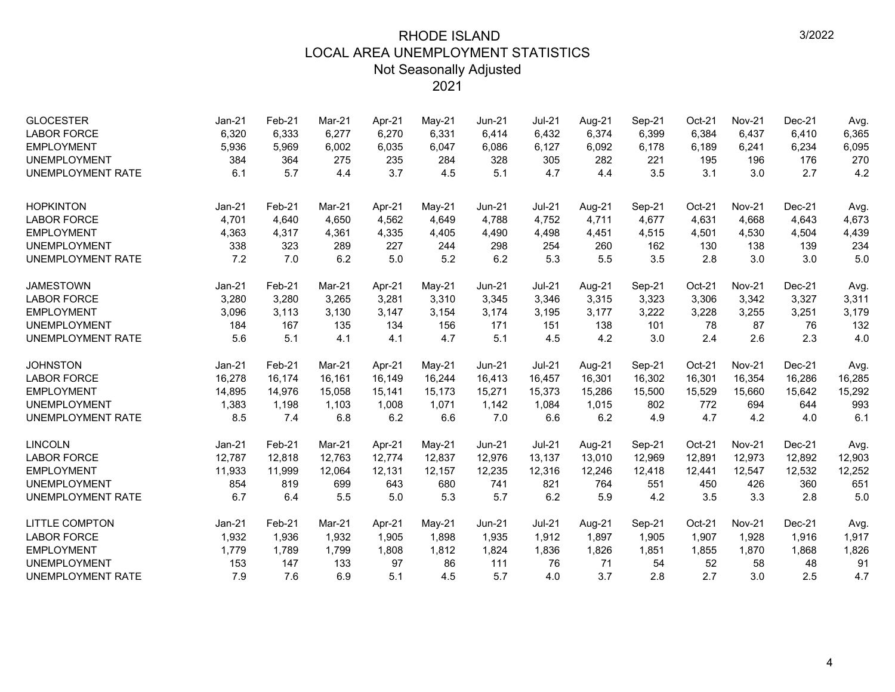# RHODE ISLAND
## LOCAL AREA UNEMPLOYMENT STATISTICS
### Not Seasonally Adjusted
### 2021

3/2022

| GLOCESTER | Jan-21 | Feb-21 | Mar-21 | Apr-21 | May-21 | Jun-21 | Jul-21 | Aug-21 | Sep-21 | Oct-21 | Nov-21 | Dec-21 | Avg. |
|---|---|---|---|---|---|---|---|---|---|---|---|---|---|
| LABOR FORCE | 6,320 | 6,333 | 6,277 | 6,270 | 6,331 | 6,414 | 6,432 | 6,374 | 6,399 | 6,384 | 6,437 | 6,410 | 6,365 |
| EMPLOYMENT | 5,936 | 5,969 | 6,002 | 6,035 | 6,047 | 6,086 | 6,127 | 6,092 | 6,178 | 6,189 | 6,241 | 6,234 | 6,095 |
| UNEMPLOYMENT | 384 | 364 | 275 | 235 | 284 | 328 | 305 | 282 | 221 | 195 | 196 | 176 | 270 |
| UNEMPLOYMENT RATE | 6.1 | 5.7 | 4.4 | 3.7 | 4.5 | 5.1 | 4.7 | 4.4 | 3.5 | 3.1 | 3.0 | 2.7 | 4.2 |

| HOPKINTON | Jan-21 | Feb-21 | Mar-21 | Apr-21 | May-21 | Jun-21 | Jul-21 | Aug-21 | Sep-21 | Oct-21 | Nov-21 | Dec-21 | Avg. |
|---|---|---|---|---|---|---|---|---|---|---|---|---|---|
| LABOR FORCE | 4,701 | 4,640 | 4,650 | 4,562 | 4,649 | 4,788 | 4,752 | 4,711 | 4,677 | 4,631 | 4,668 | 4,643 | 4,673 |
| EMPLOYMENT | 4,363 | 4,317 | 4,361 | 4,335 | 4,405 | 4,490 | 4,498 | 4,451 | 4,515 | 4,501 | 4,530 | 4,504 | 4,439 |
| UNEMPLOYMENT | 338 | 323 | 289 | 227 | 244 | 298 | 254 | 260 | 162 | 130 | 138 | 139 | 234 |
| UNEMPLOYMENT RATE | 7.2 | 7.0 | 6.2 | 5.0 | 5.2 | 6.2 | 5.3 | 5.5 | 3.5 | 2.8 | 3.0 | 3.0 | 5.0 |

| JAMESTOWN | Jan-21 | Feb-21 | Mar-21 | Apr-21 | May-21 | Jun-21 | Jul-21 | Aug-21 | Sep-21 | Oct-21 | Nov-21 | Dec-21 | Avg. |
|---|---|---|---|---|---|---|---|---|---|---|---|---|---|
| LABOR FORCE | 3,280 | 3,280 | 3,265 | 3,281 | 3,310 | 3,345 | 3,346 | 3,315 | 3,323 | 3,306 | 3,342 | 3,327 | 3,311 |
| EMPLOYMENT | 3,096 | 3,113 | 3,130 | 3,147 | 3,154 | 3,174 | 3,195 | 3,177 | 3,222 | 3,228 | 3,255 | 3,251 | 3,179 |
| UNEMPLOYMENT | 184 | 167 | 135 | 134 | 156 | 171 | 151 | 138 | 101 | 78 | 87 | 76 | 132 |
| UNEMPLOYMENT RATE | 5.6 | 5.1 | 4.1 | 4.1 | 4.7 | 5.1 | 4.5 | 4.2 | 3.0 | 2.4 | 2.6 | 2.3 | 4.0 |

| JOHNSTON | Jan-21 | Feb-21 | Mar-21 | Apr-21 | May-21 | Jun-21 | Jul-21 | Aug-21 | Sep-21 | Oct-21 | Nov-21 | Dec-21 | Avg. |
|---|---|---|---|---|---|---|---|---|---|---|---|---|---|
| LABOR FORCE | 16,278 | 16,174 | 16,161 | 16,149 | 16,244 | 16,413 | 16,457 | 16,301 | 16,302 | 16,301 | 16,354 | 16,286 | 16,285 |
| EMPLOYMENT | 14,895 | 14,976 | 15,058 | 15,141 | 15,173 | 15,271 | 15,373 | 15,286 | 15,500 | 15,529 | 15,660 | 15,642 | 15,292 |
| UNEMPLOYMENT | 1,383 | 1,198 | 1,103 | 1,008 | 1,071 | 1,142 | 1,084 | 1,015 | 802 | 772 | 694 | 644 | 993 |
| UNEMPLOYMENT RATE | 8.5 | 7.4 | 6.8 | 6.2 | 6.6 | 7.0 | 6.6 | 6.2 | 4.9 | 4.7 | 4.2 | 4.0 | 6.1 |

| LINCOLN | Jan-21 | Feb-21 | Mar-21 | Apr-21 | May-21 | Jun-21 | Jul-21 | Aug-21 | Sep-21 | Oct-21 | Nov-21 | Dec-21 | Avg. |
|---|---|---|---|---|---|---|---|---|---|---|---|---|---|
| LABOR FORCE | 12,787 | 12,818 | 12,763 | 12,774 | 12,837 | 12,976 | 13,137 | 13,010 | 12,969 | 12,891 | 12,973 | 12,892 | 12,903 |
| EMPLOYMENT | 11,933 | 11,999 | 12,064 | 12,131 | 12,157 | 12,235 | 12,316 | 12,246 | 12,418 | 12,441 | 12,547 | 12,532 | 12,252 |
| UNEMPLOYMENT | 854 | 819 | 699 | 643 | 680 | 741 | 821 | 764 | 551 | 450 | 426 | 360 | 651 |
| UNEMPLOYMENT RATE | 6.7 | 6.4 | 5.5 | 5.0 | 5.3 | 5.7 | 6.2 | 5.9 | 4.2 | 3.5 | 3.3 | 2.8 | 5.0 |

| LITTLE COMPTON | Jan-21 | Feb-21 | Mar-21 | Apr-21 | May-21 | Jun-21 | Jul-21 | Aug-21 | Sep-21 | Oct-21 | Nov-21 | Dec-21 | Avg. |
|---|---|---|---|---|---|---|---|---|---|---|---|---|---|
| LABOR FORCE | 1,932 | 1,936 | 1,932 | 1,905 | 1,898 | 1,935 | 1,912 | 1,897 | 1,905 | 1,907 | 1,928 | 1,916 | 1,917 |
| EMPLOYMENT | 1,779 | 1,789 | 1,799 | 1,808 | 1,812 | 1,824 | 1,836 | 1,826 | 1,851 | 1,855 | 1,870 | 1,868 | 1,826 |
| UNEMPLOYMENT | 153 | 147 | 133 | 97 | 86 | 111 | 76 | 71 | 54 | 52 | 58 | 48 | 91 |
| UNEMPLOYMENT RATE | 7.9 | 7.6 | 6.9 | 5.1 | 4.5 | 5.7 | 4.0 | 3.7 | 2.8 | 2.7 | 3.0 | 2.5 | 4.7 |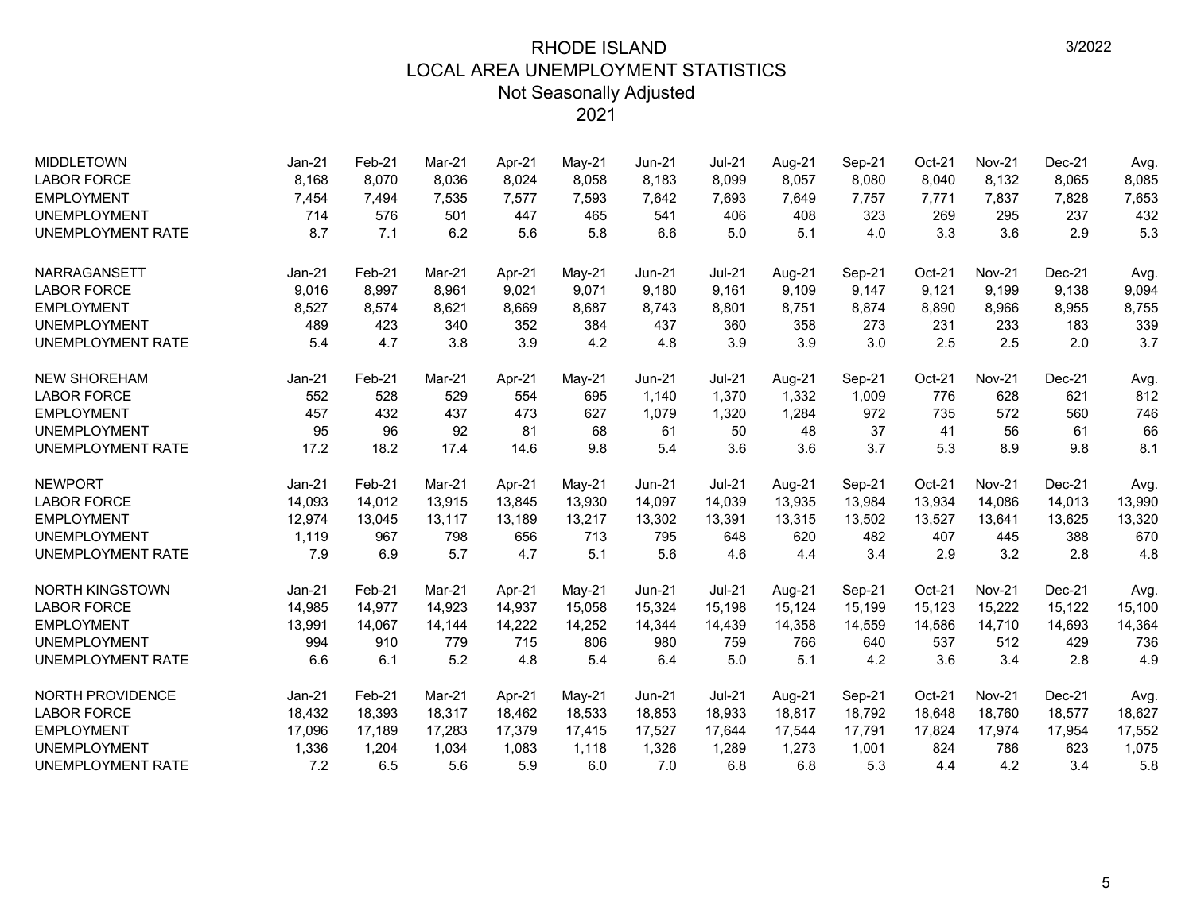# RHODE ISLAND
## LOCAL AREA UNEMPLOYMENT STATISTICS
### Not Seasonally Adjusted
### 2021

3/2022

| MIDDLETOWN | Jan-21 | Feb-21 | Mar-21 | Apr-21 | May-21 | Jun-21 | Jul-21 | Aug-21 | Sep-21 | Oct-21 | Nov-21 | Dec-21 | Avg. |
|---|---|---|---|---|---|---|---|---|---|---|---|---|---|
| LABOR FORCE | 8,168 | 8,070 | 8,036 | 8,024 | 8,058 | 8,183 | 8,099 | 8,057 | 8,080 | 8,040 | 8,132 | 8,065 | 8,085 |
| EMPLOYMENT | 7,454 | 7,494 | 7,535 | 7,577 | 7,593 | 7,642 | 7,693 | 7,649 | 7,757 | 7,771 | 7,837 | 7,828 | 7,653 |
| UNEMPLOYMENT | 714 | 576 | 501 | 447 | 465 | 541 | 406 | 408 | 323 | 269 | 295 | 237 | 432 |
| UNEMPLOYMENT RATE | 8.7 | 7.1 | 6.2 | 5.6 | 5.8 | 6.6 | 5.0 | 5.1 | 4.0 | 3.3 | 3.6 | 2.9 | 5.3 |

| NARRAGANSETT | Jan-21 | Feb-21 | Mar-21 | Apr-21 | May-21 | Jun-21 | Jul-21 | Aug-21 | Sep-21 | Oct-21 | Nov-21 | Dec-21 | Avg. |
|---|---|---|---|---|---|---|---|---|---|---|---|---|---|
| LABOR FORCE | 9,016 | 8,997 | 8,961 | 9,021 | 9,071 | 9,180 | 9,161 | 9,109 | 9,147 | 9,121 | 9,199 | 9,138 | 9,094 |
| EMPLOYMENT | 8,527 | 8,574 | 8,621 | 8,669 | 8,687 | 8,743 | 8,801 | 8,751 | 8,874 | 8,890 | 8,966 | 8,955 | 8,755 |
| UNEMPLOYMENT | 489 | 423 | 340 | 352 | 384 | 437 | 360 | 358 | 273 | 231 | 233 | 183 | 339 |
| UNEMPLOYMENT RATE | 5.4 | 4.7 | 3.8 | 3.9 | 4.2 | 4.8 | 3.9 | 3.9 | 3.0 | 2.5 | 2.5 | 2.0 | 3.7 |

| NEW SHOREHAM | Jan-21 | Feb-21 | Mar-21 | Apr-21 | May-21 | Jun-21 | Jul-21 | Aug-21 | Sep-21 | Oct-21 | Nov-21 | Dec-21 | Avg. |
|---|---|---|---|---|---|---|---|---|---|---|---|---|---|
| LABOR FORCE | 552 | 528 | 529 | 554 | 695 | 1,140 | 1,370 | 1,332 | 1,009 | 776 | 628 | 621 | 812 |
| EMPLOYMENT | 457 | 432 | 437 | 473 | 627 | 1,079 | 1,320 | 1,284 | 972 | 735 | 572 | 560 | 746 |
| UNEMPLOYMENT | 95 | 96 | 92 | 81 | 68 | 61 | 50 | 48 | 37 | 41 | 56 | 61 | 66 |
| UNEMPLOYMENT RATE | 17.2 | 18.2 | 17.4 | 14.6 | 9.8 | 5.4 | 3.6 | 3.6 | 3.7 | 5.3 | 8.9 | 9.8 | 8.1 |

| NEWPORT | Jan-21 | Feb-21 | Mar-21 | Apr-21 | May-21 | Jun-21 | Jul-21 | Aug-21 | Sep-21 | Oct-21 | Nov-21 | Dec-21 | Avg. |
|---|---|---|---|---|---|---|---|---|---|---|---|---|---|
| LABOR FORCE | 14,093 | 14,012 | 13,915 | 13,845 | 13,930 | 14,097 | 14,039 | 13,935 | 13,984 | 13,934 | 14,086 | 14,013 | 13,990 |
| EMPLOYMENT | 12,974 | 13,045 | 13,117 | 13,189 | 13,217 | 13,302 | 13,391 | 13,315 | 13,502 | 13,527 | 13,641 | 13,625 | 13,320 |
| UNEMPLOYMENT | 1,119 | 967 | 798 | 656 | 713 | 795 | 648 | 620 | 482 | 407 | 445 | 388 | 670 |
| UNEMPLOYMENT RATE | 7.9 | 6.9 | 5.7 | 4.7 | 5.1 | 5.6 | 4.6 | 4.4 | 3.4 | 2.9 | 3.2 | 2.8 | 4.8 |

| NORTH KINGSTOWN | Jan-21 | Feb-21 | Mar-21 | Apr-21 | May-21 | Jun-21 | Jul-21 | Aug-21 | Sep-21 | Oct-21 | Nov-21 | Dec-21 | Avg. |
|---|---|---|---|---|---|---|---|---|---|---|---|---|---|
| LABOR FORCE | 14,985 | 14,977 | 14,923 | 14,937 | 15,058 | 15,324 | 15,198 | 15,124 | 15,199 | 15,123 | 15,222 | 15,122 | 15,100 |
| EMPLOYMENT | 13,991 | 14,067 | 14,144 | 14,222 | 14,252 | 14,344 | 14,439 | 14,358 | 14,559 | 14,586 | 14,710 | 14,693 | 14,364 |
| UNEMPLOYMENT | 994 | 910 | 779 | 715 | 806 | 980 | 759 | 766 | 640 | 537 | 512 | 429 | 736 |
| UNEMPLOYMENT RATE | 6.6 | 6.1 | 5.2 | 4.8 | 5.4 | 6.4 | 5.0 | 5.1 | 4.2 | 3.6 | 3.4 | 2.8 | 4.9 |

| NORTH PROVIDENCE | Jan-21 | Feb-21 | Mar-21 | Apr-21 | May-21 | Jun-21 | Jul-21 | Aug-21 | Sep-21 | Oct-21 | Nov-21 | Dec-21 | Avg. |
|---|---|---|---|---|---|---|---|---|---|---|---|---|---|
| LABOR FORCE | 18,432 | 18,393 | 18,317 | 18,462 | 18,533 | 18,853 | 18,933 | 18,817 | 18,792 | 18,648 | 18,760 | 18,577 | 18,627 |
| EMPLOYMENT | 17,096 | 17,189 | 17,283 | 17,379 | 17,415 | 17,527 | 17,644 | 17,544 | 17,791 | 17,824 | 17,974 | 17,954 | 17,552 |
| UNEMPLOYMENT | 1,336 | 1,204 | 1,034 | 1,083 | 1,118 | 1,326 | 1,289 | 1,273 | 1,001 | 824 | 786 | 623 | 1,075 |
| UNEMPLOYMENT RATE | 7.2 | 6.5 | 5.6 | 5.9 | 6.0 | 7.0 | 6.8 | 6.8 | 5.3 | 4.4 | 4.2 | 3.4 | 5.8 |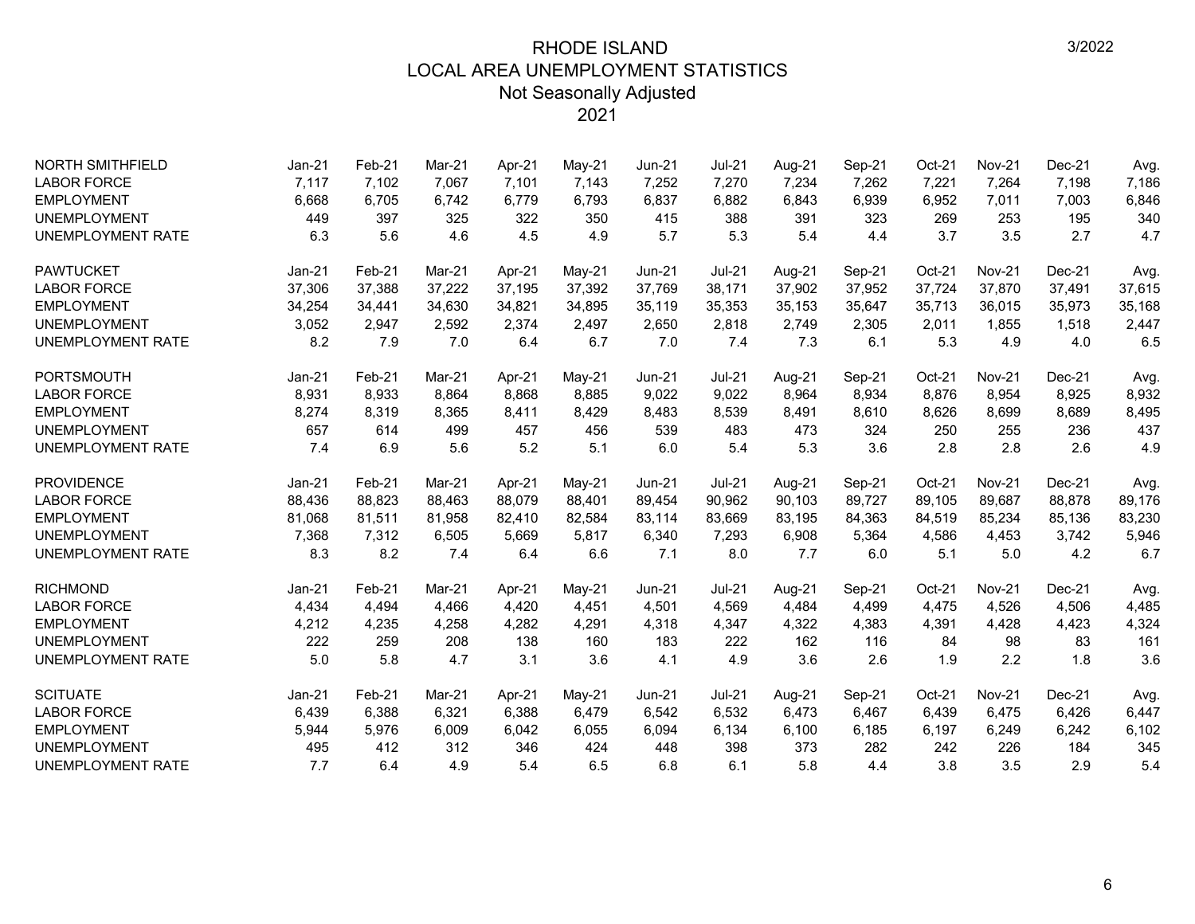# RHODE ISLAND
## LOCAL AREA UNEMPLOYMENT STATISTICS
### Not Seasonally Adjusted
### 2021

3/2022

| NORTH SMITHFIELD | Jan-21 | Feb-21 | Mar-21 | Apr-21 | May-21 | Jun-21 | Jul-21 | Aug-21 | Sep-21 | Oct-21 | Nov-21 | Dec-21 | Avg. |
|---|---|---|---|---|---|---|---|---|---|---|---|---|---|
| LABOR FORCE | 7,117 | 7,102 | 7,067 | 7,101 | 7,143 | 7,252 | 7,270 | 7,234 | 7,262 | 7,221 | 7,264 | 7,198 | 7,186 |
| EMPLOYMENT | 6,668 | 6,705 | 6,742 | 6,779 | 6,793 | 6,837 | 6,882 | 6,843 | 6,939 | 6,952 | 7,011 | 7,003 | 6,846 |
| UNEMPLOYMENT | 449 | 397 | 325 | 322 | 350 | 415 | 388 | 391 | 323 | 269 | 253 | 195 | 340 |
| UNEMPLOYMENT RATE | 6.3 | 5.6 | 4.6 | 4.5 | 4.9 | 5.7 | 5.3 | 5.4 | 4.4 | 3.7 | 3.5 | 2.7 | 4.7 |

| PAWTUCKET | Jan-21 | Feb-21 | Mar-21 | Apr-21 | May-21 | Jun-21 | Jul-21 | Aug-21 | Sep-21 | Oct-21 | Nov-21 | Dec-21 | Avg. |
|---|---|---|---|---|---|---|---|---|---|---|---|---|---|
| LABOR FORCE | 37,306 | 37,388 | 37,222 | 37,195 | 37,392 | 37,769 | 38,171 | 37,902 | 37,952 | 37,724 | 37,870 | 37,491 | 37,615 |
| EMPLOYMENT | 34,254 | 34,441 | 34,630 | 34,821 | 34,895 | 35,119 | 35,353 | 35,153 | 35,647 | 35,713 | 36,015 | 35,973 | 35,168 |
| UNEMPLOYMENT | 3,052 | 2,947 | 2,592 | 2,374 | 2,497 | 2,650 | 2,818 | 2,749 | 2,305 | 2,011 | 1,855 | 1,518 | 2,447 |
| UNEMPLOYMENT RATE | 8.2 | 7.9 | 7.0 | 6.4 | 6.7 | 7.0 | 7.4 | 7.3 | 6.1 | 5.3 | 4.9 | 4.0 | 6.5 |

| PORTSMOUTH | Jan-21 | Feb-21 | Mar-21 | Apr-21 | May-21 | Jun-21 | Jul-21 | Aug-21 | Sep-21 | Oct-21 | Nov-21 | Dec-21 | Avg. |
|---|---|---|---|---|---|---|---|---|---|---|---|---|---|
| LABOR FORCE | 8,931 | 8,933 | 8,864 | 8,868 | 8,885 | 9,022 | 9,022 | 8,964 | 8,934 | 8,876 | 8,954 | 8,925 | 8,932 |
| EMPLOYMENT | 8,274 | 8,319 | 8,365 | 8,411 | 8,429 | 8,483 | 8,539 | 8,491 | 8,610 | 8,626 | 8,699 | 8,689 | 8,495 |
| UNEMPLOYMENT | 657 | 614 | 499 | 457 | 456 | 539 | 483 | 473 | 324 | 250 | 255 | 236 | 437 |
| UNEMPLOYMENT RATE | 7.4 | 6.9 | 5.6 | 5.2 | 5.1 | 6.0 | 5.4 | 5.3 | 3.6 | 2.8 | 2.8 | 2.6 | 4.9 |

| PROVIDENCE | Jan-21 | Feb-21 | Mar-21 | Apr-21 | May-21 | Jun-21 | Jul-21 | Aug-21 | Sep-21 | Oct-21 | Nov-21 | Dec-21 | Avg. |
|---|---|---|---|---|---|---|---|---|---|---|---|---|---|
| LABOR FORCE | 88,436 | 88,823 | 88,463 | 88,079 | 88,401 | 89,454 | 90,962 | 90,103 | 89,727 | 89,105 | 89,687 | 88,878 | 89,176 |
| EMPLOYMENT | 81,068 | 81,511 | 81,958 | 82,410 | 82,584 | 83,114 | 83,669 | 83,195 | 84,363 | 84,519 | 85,234 | 85,136 | 83,230 |
| UNEMPLOYMENT | 7,368 | 7,312 | 6,505 | 5,669 | 5,817 | 6,340 | 7,293 | 6,908 | 5,364 | 4,586 | 4,453 | 3,742 | 5,946 |
| UNEMPLOYMENT RATE | 8.3 | 8.2 | 7.4 | 6.4 | 6.6 | 7.1 | 8.0 | 7.7 | 6.0 | 5.1 | 5.0 | 4.2 | 6.7 |

| RICHMOND | Jan-21 | Feb-21 | Mar-21 | Apr-21 | May-21 | Jun-21 | Jul-21 | Aug-21 | Sep-21 | Oct-21 | Nov-21 | Dec-21 | Avg. |
|---|---|---|---|---|---|---|---|---|---|---|---|---|---|
| LABOR FORCE | 4,434 | 4,494 | 4,466 | 4,420 | 4,451 | 4,501 | 4,569 | 4,484 | 4,499 | 4,475 | 4,526 | 4,506 | 4,485 |
| EMPLOYMENT | 4,212 | 4,235 | 4,258 | 4,282 | 4,291 | 4,318 | 4,347 | 4,322 | 4,383 | 4,391 | 4,428 | 4,423 | 4,324 |
| UNEMPLOYMENT | 222 | 259 | 208 | 138 | 160 | 183 | 222 | 162 | 116 | 84 | 98 | 83 | 161 |
| UNEMPLOYMENT RATE | 5.0 | 5.8 | 4.7 | 3.1 | 3.6 | 4.1 | 4.9 | 3.6 | 2.6 | 1.9 | 2.2 | 1.8 | 3.6 |

| SCITUATE | Jan-21 | Feb-21 | Mar-21 | Apr-21 | May-21 | Jun-21 | Jul-21 | Aug-21 | Sep-21 | Oct-21 | Nov-21 | Dec-21 | Avg. |
|---|---|---|---|---|---|---|---|---|---|---|---|---|---|
| LABOR FORCE | 6,439 | 6,388 | 6,321 | 6,388 | 6,479 | 6,542 | 6,532 | 6,473 | 6,467 | 6,439 | 6,475 | 6,426 | 6,447 |
| EMPLOYMENT | 5,944 | 5,976 | 6,009 | 6,042 | 6,055 | 6,094 | 6,134 | 6,100 | 6,185 | 6,197 | 6,249 | 6,242 | 6,102 |
| UNEMPLOYMENT | 495 | 412 | 312 | 346 | 424 | 448 | 398 | 373 | 282 | 242 | 226 | 184 | 345 |
| UNEMPLOYMENT RATE | 7.7 | 6.4 | 4.9 | 5.4 | 6.5 | 6.8 | 6.1 | 5.8 | 4.4 | 3.8 | 3.5 | 2.9 | 5.4 |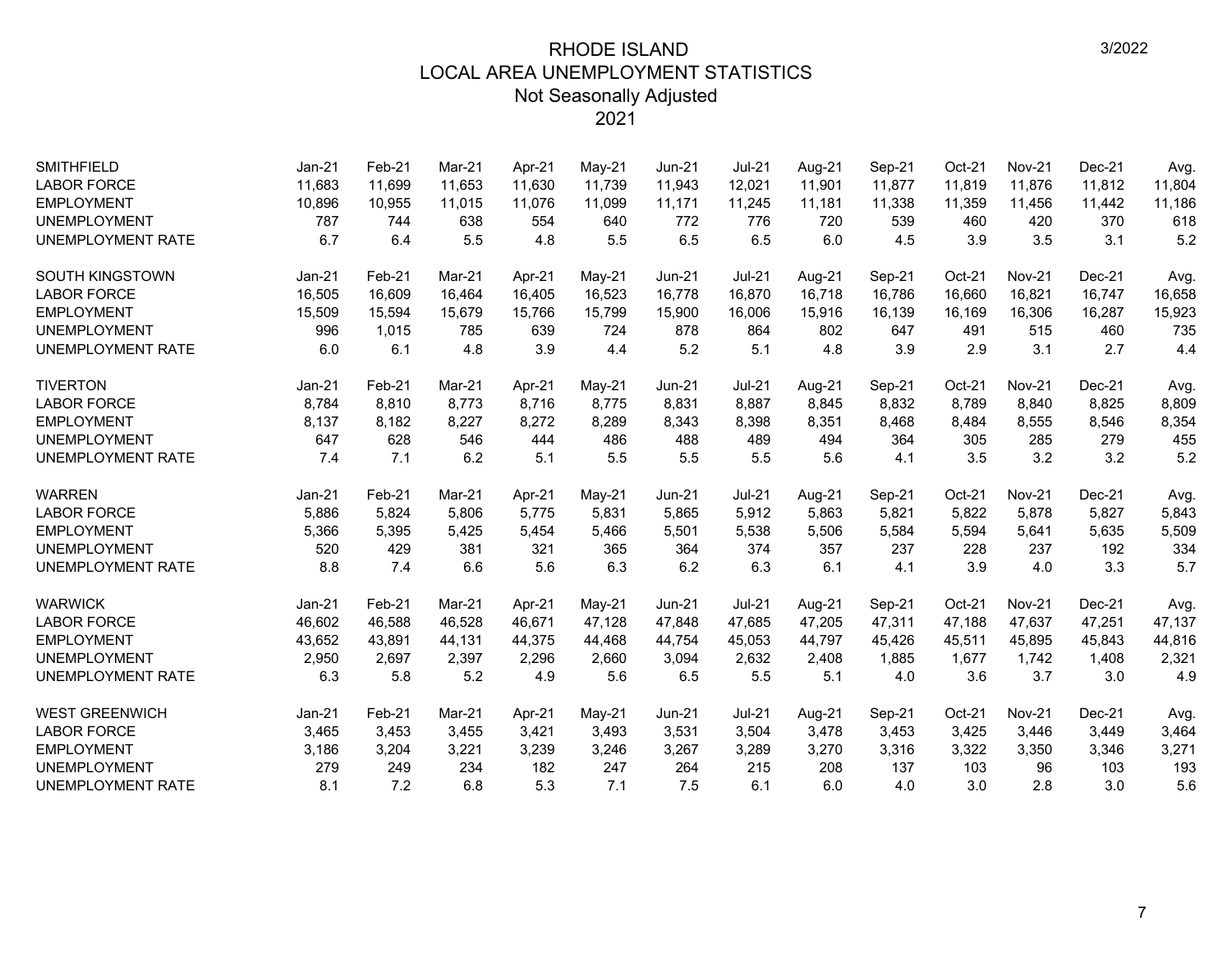# RHODE ISLAND
## LOCAL AREA UNEMPLOYMENT STATISTICS
### Not Seasonally Adjusted
### 2021

3/2022

| SMITHFIELD | Jan-21 | Feb-21 | Mar-21 | Apr-21 | May-21 | Jun-21 | Jul-21 | Aug-21 | Sep-21 | Oct-21 | Nov-21 | Dec-21 | Avg. |
|---|---|---|---|---|---|---|---|---|---|---|---|---|---|
| LABOR FORCE | 11,683 | 11,699 | 11,653 | 11,630 | 11,739 | 11,943 | 12,021 | 11,901 | 11,877 | 11,819 | 11,876 | 11,812 | 11,804 |
| EMPLOYMENT | 10,896 | 10,955 | 11,015 | 11,076 | 11,099 | 11,171 | 11,245 | 11,181 | 11,338 | 11,359 | 11,456 | 11,442 | 11,186 |
| UNEMPLOYMENT | 787 | 744 | 638 | 554 | 640 | 772 | 776 | 720 | 539 | 460 | 420 | 370 | 618 |
| UNEMPLOYMENT RATE | 6.7 | 6.4 | 5.5 | 4.8 | 5.5 | 6.5 | 6.5 | 6.0 | 4.5 | 3.9 | 3.5 | 3.1 | 5.2 |

| SOUTH KINGSTOWN | Jan-21 | Feb-21 | Mar-21 | Apr-21 | May-21 | Jun-21 | Jul-21 | Aug-21 | Sep-21 | Oct-21 | Nov-21 | Dec-21 | Avg. |
|---|---|---|---|---|---|---|---|---|---|---|---|---|---|
| LABOR FORCE | 16,505 | 16,609 | 16,464 | 16,405 | 16,523 | 16,778 | 16,870 | 16,718 | 16,786 | 16,660 | 16,821 | 16,747 | 16,658 |
| EMPLOYMENT | 15,509 | 15,594 | 15,679 | 15,766 | 15,799 | 15,900 | 16,006 | 15,916 | 16,139 | 16,169 | 16,306 | 16,287 | 15,923 |
| UNEMPLOYMENT | 996 | 1,015 | 785 | 639 | 724 | 878 | 864 | 802 | 647 | 491 | 515 | 460 | 735 |
| UNEMPLOYMENT RATE | 6.0 | 6.1 | 4.8 | 3.9 | 4.4 | 5.2 | 5.1 | 4.8 | 3.9 | 2.9 | 3.1 | 2.7 | 4.4 |

| TIVERTON | Jan-21 | Feb-21 | Mar-21 | Apr-21 | May-21 | Jun-21 | Jul-21 | Aug-21 | Sep-21 | Oct-21 | Nov-21 | Dec-21 | Avg. |
|---|---|---|---|---|---|---|---|---|---|---|---|---|---|
| LABOR FORCE | 8,784 | 8,810 | 8,773 | 8,716 | 8,775 | 8,831 | 8,887 | 8,845 | 8,832 | 8,789 | 8,840 | 8,825 | 8,809 |
| EMPLOYMENT | 8,137 | 8,182 | 8,227 | 8,272 | 8,289 | 8,343 | 8,398 | 8,351 | 8,468 | 8,484 | 8,555 | 8,546 | 8,354 |
| UNEMPLOYMENT | 647 | 628 | 546 | 444 | 486 | 488 | 489 | 494 | 364 | 305 | 285 | 279 | 455 |
| UNEMPLOYMENT RATE | 7.4 | 7.1 | 6.2 | 5.1 | 5.5 | 5.5 | 5.5 | 5.6 | 4.1 | 3.5 | 3.2 | 3.2 | 5.2 |

| WARREN | Jan-21 | Feb-21 | Mar-21 | Apr-21 | May-21 | Jun-21 | Jul-21 | Aug-21 | Sep-21 | Oct-21 | Nov-21 | Dec-21 | Avg. |
|---|---|---|---|---|---|---|---|---|---|---|---|---|---|
| LABOR FORCE | 5,886 | 5,824 | 5,806 | 5,775 | 5,831 | 5,865 | 5,912 | 5,863 | 5,821 | 5,822 | 5,878 | 5,827 | 5,843 |
| EMPLOYMENT | 5,366 | 5,395 | 5,425 | 5,454 | 5,466 | 5,501 | 5,538 | 5,506 | 5,584 | 5,594 | 5,641 | 5,635 | 5,509 |
| UNEMPLOYMENT | 520 | 429 | 381 | 321 | 365 | 364 | 374 | 357 | 237 | 228 | 237 | 192 | 334 |
| UNEMPLOYMENT RATE | 8.8 | 7.4 | 6.6 | 5.6 | 6.3 | 6.2 | 6.3 | 6.1 | 4.1 | 3.9 | 4.0 | 3.3 | 5.7 |

| WARWICK | Jan-21 | Feb-21 | Mar-21 | Apr-21 | May-21 | Jun-21 | Jul-21 | Aug-21 | Sep-21 | Oct-21 | Nov-21 | Dec-21 | Avg. |
|---|---|---|---|---|---|---|---|---|---|---|---|---|---|
| LABOR FORCE | 46,602 | 46,588 | 46,528 | 46,671 | 47,128 | 47,848 | 47,685 | 47,205 | 47,311 | 47,188 | 47,637 | 47,251 | 47,137 |
| EMPLOYMENT | 43,652 | 43,891 | 44,131 | 44,375 | 44,468 | 44,754 | 45,053 | 44,797 | 45,426 | 45,511 | 45,895 | 45,843 | 44,816 |
| UNEMPLOYMENT | 2,950 | 2,697 | 2,397 | 2,296 | 2,660 | 3,094 | 2,632 | 2,408 | 1,885 | 1,677 | 1,742 | 1,408 | 2,321 |
| UNEMPLOYMENT RATE | 6.3 | 5.8 | 5.2 | 4.9 | 5.6 | 6.5 | 5.5 | 5.1 | 4.0 | 3.6 | 3.7 | 3.0 | 4.9 |

| WEST GREENWICH | Jan-21 | Feb-21 | Mar-21 | Apr-21 | May-21 | Jun-21 | Jul-21 | Aug-21 | Sep-21 | Oct-21 | Nov-21 | Dec-21 | Avg. |
|---|---|---|---|---|---|---|---|---|---|---|---|---|---|
| LABOR FORCE | 3,465 | 3,453 | 3,455 | 3,421 | 3,493 | 3,531 | 3,504 | 3,478 | 3,453 | 3,425 | 3,446 | 3,449 | 3,464 |
| EMPLOYMENT | 3,186 | 3,204 | 3,221 | 3,239 | 3,246 | 3,267 | 3,289 | 3,270 | 3,316 | 3,322 | 3,350 | 3,346 | 3,271 |
| UNEMPLOYMENT | 279 | 249 | 234 | 182 | 247 | 264 | 215 | 208 | 137 | 103 | 96 | 103 | 193 |
| UNEMPLOYMENT RATE | 8.1 | 7.2 | 6.8 | 5.3 | 7.1 | 7.5 | 6.1 | 6.0 | 4.0 | 3.0 | 2.8 | 3.0 | 5.6 |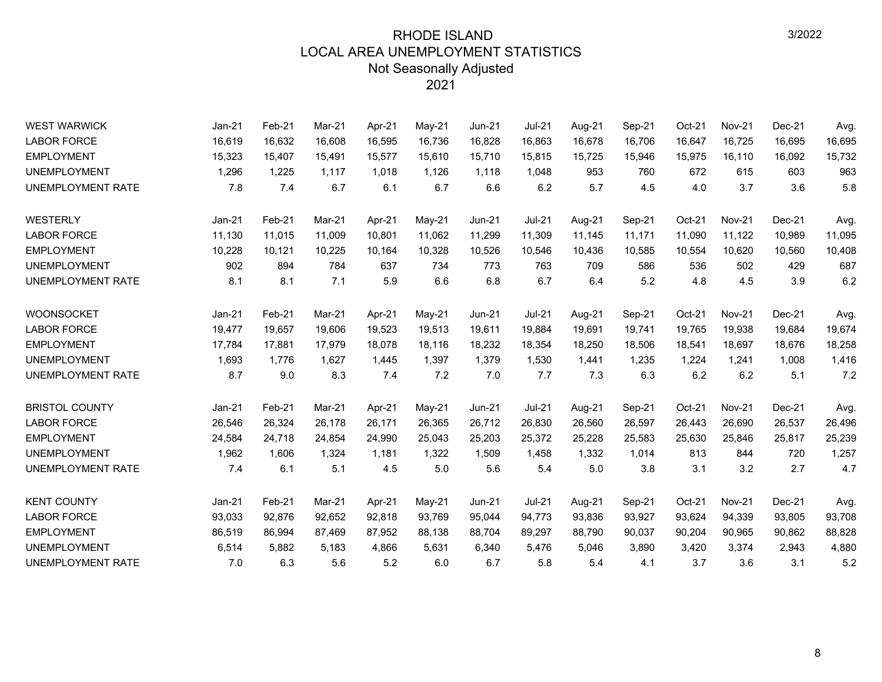# RHODE ISLAND
## LOCAL AREA UNEMPLOYMENT STATISTICS
### Not Seasonally Adjusted
### 2021

3/2022

| WEST WARWICK | Jan-21 | Feb-21 | Mar-21 | Apr-21 | May-21 | Jun-21 | Jul-21 | Aug-21 | Sep-21 | Oct-21 | Nov-21 | Dec-21 | Avg. |
|---|---|---|---|---|---|---|---|---|---|---|---|---|---|
| LABOR FORCE | 16,619 | 16,632 | 16,608 | 16,595 | 16,736 | 16,828 | 16,863 | 16,678 | 16,706 | 16,647 | 16,725 | 16,695 | 16,695 |
| EMPLOYMENT | 15,323 | 15,407 | 15,491 | 15,577 | 15,610 | 15,710 | 15,815 | 15,725 | 15,946 | 15,975 | 16,110 | 16,092 | 15,732 |
| UNEMPLOYMENT | 1,296 | 1,225 | 1,117 | 1,018 | 1,126 | 1,118 | 1,048 | 953 | 760 | 672 | 615 | 603 | 963 |
| UNEMPLOYMENT RATE | 7.8 | 7.4 | 6.7 | 6.1 | 6.7 | 6.6 | 6.2 | 5.7 | 4.5 | 4.0 | 3.7 | 3.6 | 5.8 |

| WESTERLY | Jan-21 | Feb-21 | Mar-21 | Apr-21 | May-21 | Jun-21 | Jul-21 | Aug-21 | Sep-21 | Oct-21 | Nov-21 | Dec-21 | Avg. |
|---|---|---|---|---|---|---|---|---|---|---|---|---|---|
| LABOR FORCE | 11,130 | 11,015 | 11,009 | 10,801 | 11,062 | 11,299 | 11,309 | 11,145 | 11,171 | 11,090 | 11,122 | 10,989 | 11,095 |
| EMPLOYMENT | 10,228 | 10,121 | 10,225 | 10,164 | 10,328 | 10,526 | 10,546 | 10,436 | 10,585 | 10,554 | 10,620 | 10,560 | 10,408 |
| UNEMPLOYMENT | 902 | 894 | 784 | 637 | 734 | 773 | 763 | 709 | 586 | 536 | 502 | 429 | 687 |
| UNEMPLOYMENT RATE | 8.1 | 8.1 | 7.1 | 5.9 | 6.6 | 6.8 | 6.7 | 6.4 | 5.2 | 4.8 | 4.5 | 3.9 | 6.2 |

| WOONSOCKET | Jan-21 | Feb-21 | Mar-21 | Apr-21 | May-21 | Jun-21 | Jul-21 | Aug-21 | Sep-21 | Oct-21 | Nov-21 | Dec-21 | Avg. |
|---|---|---|---|---|---|---|---|---|---|---|---|---|---|
| LABOR FORCE | 19,477 | 19,657 | 19,606 | 19,523 | 19,513 | 19,611 | 19,884 | 19,691 | 19,741 | 19,765 | 19,938 | 19,684 | 19,674 |
| EMPLOYMENT | 17,784 | 17,881 | 17,979 | 18,078 | 18,116 | 18,232 | 18,354 | 18,250 | 18,506 | 18,541 | 18,697 | 18,676 | 18,258 |
| UNEMPLOYMENT | 1,693 | 1,776 | 1,627 | 1,445 | 1,397 | 1,379 | 1,530 | 1,441 | 1,235 | 1,224 | 1,241 | 1,008 | 1,416 |
| UNEMPLOYMENT RATE | 8.7 | 9.0 | 8.3 | 7.4 | 7.2 | 7.0 | 7.7 | 7.3 | 6.3 | 6.2 | 6.2 | 5.1 | 7.2 |

| BRISTOL COUNTY | Jan-21 | Feb-21 | Mar-21 | Apr-21 | May-21 | Jun-21 | Jul-21 | Aug-21 | Sep-21 | Oct-21 | Nov-21 | Dec-21 | Avg. |
|---|---|---|---|---|---|---|---|---|---|---|---|---|---|
| LABOR FORCE | 26,546 | 26,324 | 26,178 | 26,171 | 26,365 | 26,712 | 26,830 | 26,560 | 26,597 | 26,443 | 26,690 | 26,537 | 26,496 |
| EMPLOYMENT | 24,584 | 24,718 | 24,854 | 24,990 | 25,043 | 25,203 | 25,372 | 25,228 | 25,583 | 25,630 | 25,846 | 25,817 | 25,239 |
| UNEMPLOYMENT | 1,962 | 1,606 | 1,324 | 1,181 | 1,322 | 1,509 | 1,458 | 1,332 | 1,014 | 813 | 844 | 720 | 1,257 |
| UNEMPLOYMENT RATE | 7.4 | 6.1 | 5.1 | 4.5 | 5.0 | 5.6 | 5.4 | 5.0 | 3.8 | 3.1 | 3.2 | 2.7 | 4.7 |

| KENT COUNTY | Jan-21 | Feb-21 | Mar-21 | Apr-21 | May-21 | Jun-21 | Jul-21 | Aug-21 | Sep-21 | Oct-21 | Nov-21 | Dec-21 | Avg. |
|---|---|---|---|---|---|---|---|---|---|---|---|---|---|
| LABOR FORCE | 93,033 | 92,876 | 92,652 | 92,818 | 93,769 | 95,044 | 94,773 | 93,836 | 93,927 | 93,624 | 94,339 | 93,805 | 93,708 |
| EMPLOYMENT | 86,519 | 86,994 | 87,469 | 87,952 | 88,138 | 88,704 | 89,297 | 88,790 | 90,037 | 90,204 | 90,965 | 90,862 | 88,828 |
| UNEMPLOYMENT | 6,514 | 5,882 | 5,183 | 4,866 | 5,631 | 6,340 | 5,476 | 5,046 | 3,890 | 3,420 | 3,374 | 2,943 | 4,880 |
| UNEMPLOYMENT RATE | 7.0 | 6.3 | 5.6 | 5.2 | 6.0 | 6.7 | 5.8 | 5.4 | 4.1 | 3.7 | 3.6 | 3.1 | 5.2 |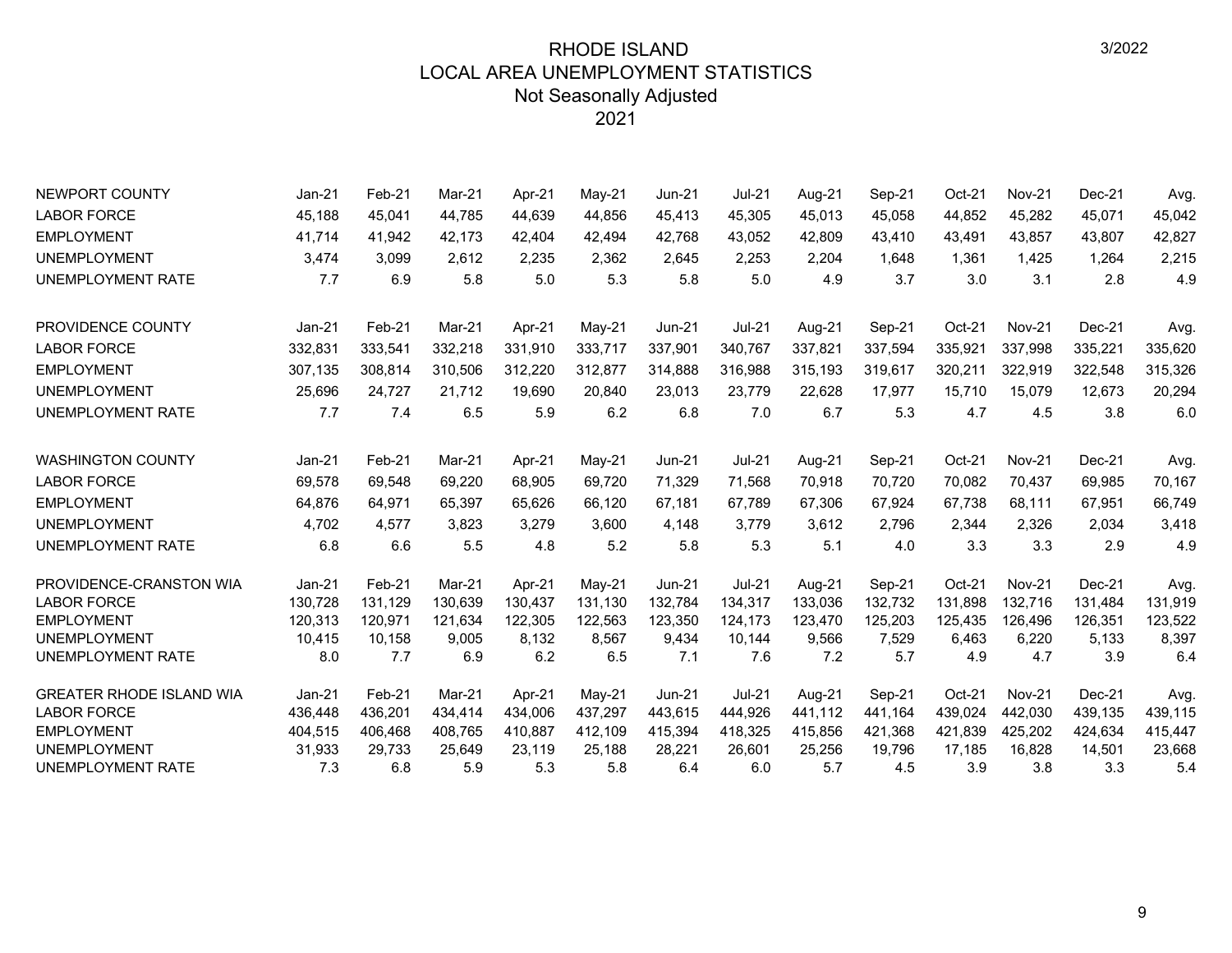# RHODE ISLAND
# LOCAL AREA UNEMPLOYMENT STATISTICS
## Not Seasonally Adjusted
## 2021

3/2022

| NEWPORT COUNTY | Jan-21 | Feb-21 | Mar-21 | Apr-21 | May-21 | Jun-21 | Jul-21 | Aug-21 | Sep-21 | Oct-21 | Nov-21 | Dec-21 | Avg. |
|---|---|---|---|---|---|---|---|---|---|---|---|---|---|
| LABOR FORCE | 45,188 | 45,041 | 44,785 | 44,639 | 44,856 | 45,413 | 45,305 | 45,013 | 45,058 | 44,852 | 45,282 | 45,071 | 45,042 |
| EMPLOYMENT | 41,714 | 41,942 | 42,173 | 42,404 | 42,494 | 42,768 | 43,052 | 42,809 | 43,410 | 43,491 | 43,857 | 43,807 | 42,827 |
| UNEMPLOYMENT | 3,474 | 3,099 | 2,612 | 2,235 | 2,362 | 2,645 | 2,253 | 2,204 | 1,648 | 1,361 | 1,425 | 1,264 | 2,215 |
| UNEMPLOYMENT RATE | 7.7 | 6.9 | 5.8 | 5.0 | 5.3 | 5.8 | 5.0 | 4.9 | 3.7 | 3.0 | 3.1 | 2.8 | 4.9 |

| PROVIDENCE COUNTY | Jan-21 | Feb-21 | Mar-21 | Apr-21 | May-21 | Jun-21 | Jul-21 | Aug-21 | Sep-21 | Oct-21 | Nov-21 | Dec-21 | Avg. |
|---|---|---|---|---|---|---|---|---|---|---|---|---|---|
| LABOR FORCE | 332,831 | 333,541 | 332,218 | 331,910 | 333,717 | 337,901 | 340,767 | 337,821 | 337,594 | 335,921 | 337,998 | 335,221 | 335,620 |
| EMPLOYMENT | 307,135 | 308,814 | 310,506 | 312,220 | 312,877 | 314,888 | 316,988 | 315,193 | 319,617 | 320,211 | 322,919 | 322,548 | 315,326 |
| UNEMPLOYMENT | 25,696 | 24,727 | 21,712 | 19,690 | 20,840 | 23,013 | 23,779 | 22,628 | 17,977 | 15,710 | 15,079 | 12,673 | 20,294 |
| UNEMPLOYMENT RATE | 7.7 | 7.4 | 6.5 | 5.9 | 6.2 | 6.8 | 7.0 | 6.7 | 5.3 | 4.7 | 4.5 | 3.8 | 6.0 |

| WASHINGTON COUNTY | Jan-21 | Feb-21 | Mar-21 | Apr-21 | May-21 | Jun-21 | Jul-21 | Aug-21 | Sep-21 | Oct-21 | Nov-21 | Dec-21 | Avg. |
|---|---|---|---|---|---|---|---|---|---|---|---|---|---|
| LABOR FORCE | 69,578 | 69,548 | 69,220 | 68,905 | 69,720 | 71,329 | 71,568 | 70,918 | 70,720 | 70,082 | 70,437 | 69,985 | 70,167 |
| EMPLOYMENT | 64,876 | 64,971 | 65,397 | 65,626 | 66,120 | 67,181 | 67,789 | 67,306 | 67,924 | 67,738 | 68,111 | 67,951 | 66,749 |
| UNEMPLOYMENT | 4,702 | 4,577 | 3,823 | 3,279 | 3,600 | 4,148 | 3,779 | 3,612 | 2,796 | 2,344 | 2,326 | 2,034 | 3,418 |
| UNEMPLOYMENT RATE | 6.8 | 6.6 | 5.5 | 4.8 | 5.2 | 5.8 | 5.3 | 5.1 | 4.0 | 3.3 | 3.3 | 2.9 | 4.9 |

| PROVIDENCE-CRANSTON WIA | Jan-21 | Feb-21 | Mar-21 | Apr-21 | May-21 | Jun-21 | Jul-21 | Aug-21 | Sep-21 | Oct-21 | Nov-21 | Dec-21 | Avg. |
|---|---|---|---|---|---|---|---|---|---|---|---|---|---|
| LABOR FORCE | 130,728 | 131,129 | 130,639 | 130,437 | 131,130 | 132,784 | 134,317 | 133,036 | 132,732 | 131,898 | 132,716 | 131,484 | 131,919 |
| EMPLOYMENT | 120,313 | 120,971 | 121,634 | 122,305 | 122,563 | 123,350 | 124,173 | 123,470 | 125,203 | 125,435 | 126,496 | 126,351 | 123,522 |
| UNEMPLOYMENT | 10,415 | 10,158 | 9,005 | 8,132 | 8,567 | 9,434 | 10,144 | 9,566 | 7,529 | 6,463 | 6,220 | 5,133 | 8,397 |
| UNEMPLOYMENT RATE | 8.0 | 7.7 | 6.9 | 6.2 | 6.5 | 7.1 | 7.6 | 7.2 | 5.7 | 4.9 | 4.7 | 3.9 | 6.4 |

| GREATER RHODE ISLAND WIA | Jan-21 | Feb-21 | Mar-21 | Apr-21 | May-21 | Jun-21 | Jul-21 | Aug-21 | Sep-21 | Oct-21 | Nov-21 | Dec-21 | Avg. |
|---|---|---|---|---|---|---|---|---|---|---|---|---|---|
| LABOR FORCE | 436,448 | 436,201 | 434,414 | 434,006 | 437,297 | 443,615 | 444,926 | 441,112 | 441,164 | 439,024 | 442,030 | 439,135 | 439,115 |
| EMPLOYMENT | 404,515 | 406,468 | 408,765 | 410,887 | 412,109 | 415,394 | 418,325 | 415,856 | 421,368 | 421,839 | 425,202 | 424,634 | 415,447 |
| UNEMPLOYMENT | 31,933 | 29,733 | 25,649 | 23,119 | 25,188 | 28,221 | 26,601 | 25,256 | 19,796 | 17,185 | 16,828 | 14,501 | 23,668 |
| UNEMPLOYMENT RATE | 7.3 | 6.8 | 5.9 | 5.3 | 5.8 | 6.4 | 6.0 | 5.7 | 4.5 | 3.9 | 3.8 | 3.3 | 5.4 |